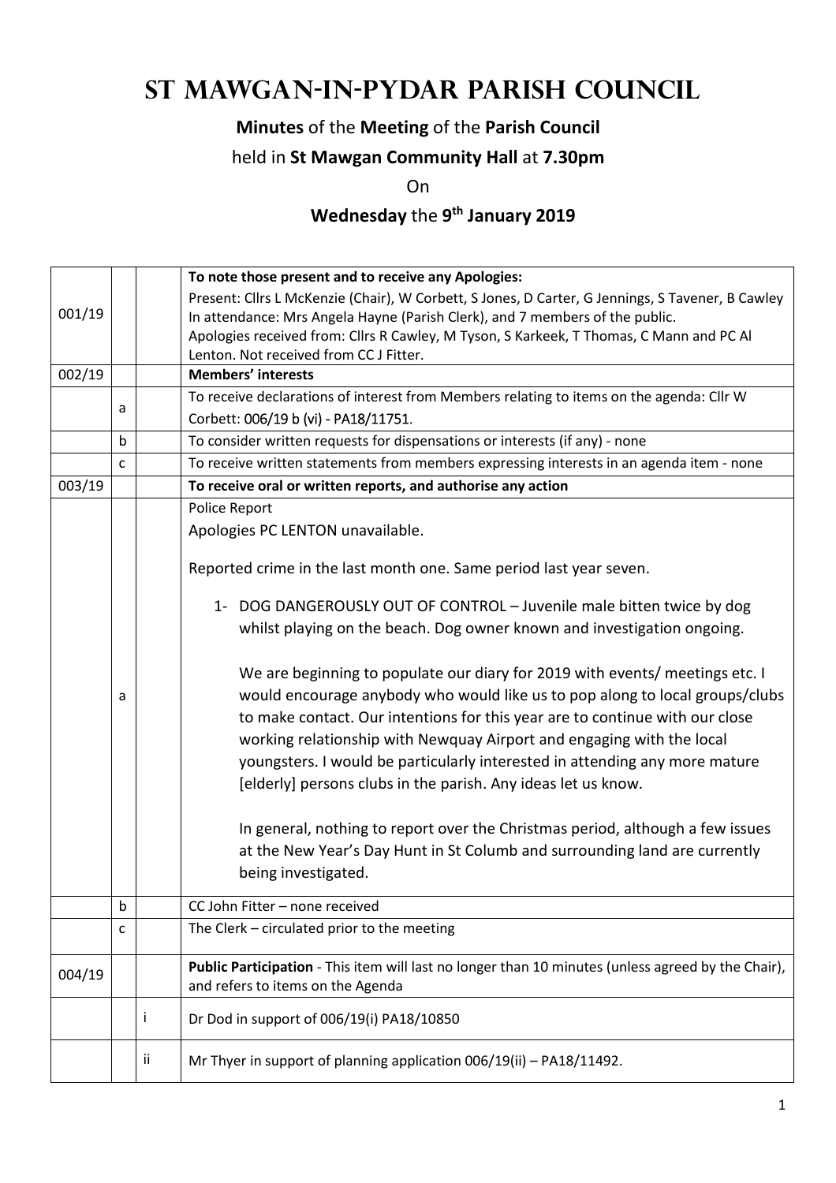# ST MAWGAN-IN-PYDAR PARISH COUNCIL

**Minutes** of the **Meeting** of the **Parish Council**

held in **St Mawgan Community Hall** at **7.30pm**

On

**Wednesday** the **9th January 2019**

| | | | |
|---|---|---|---|
| 001/19 | | | **To note those present and to receive any Apologies:**<br>Present: Cllrs L McKenzie (Chair), W Corbett, S Jones, D Carter, G Jennings, S Tavener, B Cawley<br>In attendance: Mrs Angela Hayne (Parish Clerk), and 7 members of the public.<br>Apologies received from: Cllrs R Cawley, M Tyson, S Karkeek, T Thomas, C Mann and PC Al Lenton. Not received from CC J Fitter. |
| 002/19 | | | **Members' interests** |
| | a | | To receive declarations of interest from Members relating to items on the agenda: Cllr W Corbett: 006/19 b (vi) - PA18/11751. |
| | b | | To consider written requests for dispensations or interests (if any) - none |
| | c | | To receive written statements from members expressing interests in an agenda item - none |
| 003/19 | | | **To receive oral or written reports, and authorise any action** |
| | a | | Police Report<br>Apologies PC LENTON unavailable.<br><br>Reported crime in the last month one. Same period last year seven.<br><br>1- DOG DANGEROUSLY OUT OF CONTROL – Juvenile male bitten twice by dog whilst playing on the beach. Dog owner known and investigation ongoing.<br><br>We are beginning to populate our diary for 2019 with events/ meetings etc. I would encourage anybody who would like us to pop along to local groups/clubs to make contact. Our intentions for this year are to continue with our close working relationship with Newquay Airport and engaging with the local youngsters. I would be particularly interested in attending any more mature [elderly] persons clubs in the parish. Any ideas let us know.<br><br>In general, nothing to report over the Christmas period, although a few issues at the New Year's Day Hunt in St Columb and surrounding land are currently being investigated. |
| | b | | CC John Fitter – none received |
| | c | | The Clerk – circulated prior to the meeting |
| 004/19 | | | **Public Participation** - This item will last no longer than 10 minutes (unless agreed by the Chair), and refers to items on the Agenda |
| | | i | Dr Dod in support of 006/19(i) PA18/10850 |
| | | ii | Mr Thyer in support of planning application 006/19(ii) – PA18/11492. |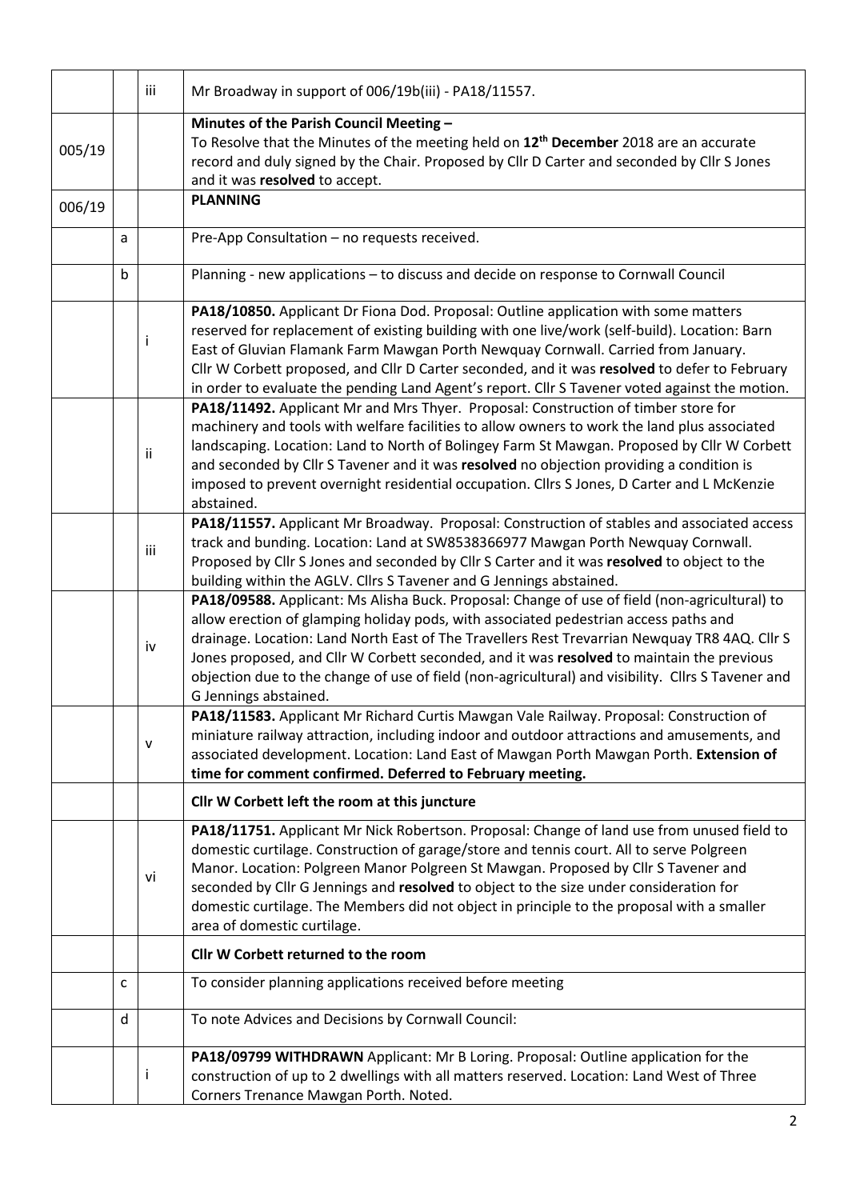| | | | |
|---|---|---|---|
| | | iii | Mr Broadway in support of 006/19b(iii) - PA18/11557. |
| 005/19 | | | **Minutes of the Parish Council Meeting –**<br>To Resolve that the Minutes of the meeting held on **12th December** 2018 are an accurate record and duly signed by the Chair. Proposed by Cllr D Carter and seconded by Cllr S Jones and it was **resolved** to accept. |
| 006/19 | | | **PLANNING** |
| | a | | Pre-App Consultation – no requests received. |
| | b | | Planning - new applications – to discuss and decide on response to Cornwall Council |
| | | i | **PA18/10850.** Applicant Dr Fiona Dod. Proposal: Outline application with some matters reserved for replacement of existing building with one live/work (self-build). Location: Barn East of Gluvian Flamank Farm Mawgan Porth Newquay Cornwall. Carried from January.<br>Cllr W Corbett proposed, and Cllr D Carter seconded, and it was **resolved** to defer to February in order to evaluate the pending Land Agent's report. Cllr S Tavener voted against the motion. |
| | | ii | **PA18/11492.** Applicant Mr and Mrs Thyer. Proposal: Construction of timber store for machinery and tools with welfare facilities to allow owners to work the land plus associated landscaping. Location: Land to North of Bolingey Farm St Mawgan. Proposed by Cllr W Corbett and seconded by Cllr S Tavener and it was **resolved** no objection providing a condition is imposed to prevent overnight residential occupation. Cllrs S Jones, D Carter and L McKenzie abstained. |
| | | iii | **PA18/11557.** Applicant Mr Broadway. Proposal: Construction of stables and associated access track and bunding. Location: Land at SW8538366977 Mawgan Porth Newquay Cornwall. Proposed by Cllr S Jones and seconded by Cllr S Carter and it was **resolved** to object to the building within the AGLV. Cllrs S Tavener and G Jennings abstained. |
| | | iv | **PA18/09588.** Applicant: Ms Alisha Buck. Proposal: Change of use of field (non-agricultural) to allow erection of glamping holiday pods, with associated pedestrian access paths and drainage. Location: Land North East of The Travellers Rest Trevarrian Newquay TR8 4AQ. Cllr S Jones proposed, and Cllr W Corbett seconded, and it was **resolved** to maintain the previous objection due to the change of use of field (non-agricultural) and visibility. Cllrs S Tavener and G Jennings abstained. |
| | | v | **PA18/11583.** Applicant Mr Richard Curtis Mawgan Vale Railway. Proposal: Construction of miniature railway attraction, including indoor and outdoor attractions and amusements, and associated development. Location: Land East of Mawgan Porth Mawgan Porth. **Extension of time for comment confirmed. Deferred to February meeting.** |
| | | | **Cllr W Corbett left the room at this juncture** |
| | | vi | **PA18/11751.** Applicant Mr Nick Robertson. Proposal: Change of land use from unused field to domestic curtilage. Construction of garage/store and tennis court. All to serve Polgreen Manor. Location: Polgreen Manor Polgreen St Mawgan. Proposed by Cllr S Tavener and seconded by Cllr G Jennings and **resolved** to object to the size under consideration for domestic curtilage. The Members did not object in principle to the proposal with a smaller area of domestic curtilage. |
| | | | **Cllr W Corbett returned to the room** |
| | c | | To consider planning applications received before meeting |
| | d | | To note Advices and Decisions by Cornwall Council: |
| | | i | **PA18/09799 WITHDRAWN** Applicant: Mr B Loring. Proposal: Outline application for the construction of up to 2 dwellings with all matters reserved. Location: Land West of Three Corners Trenance Mawgan Porth. Noted. |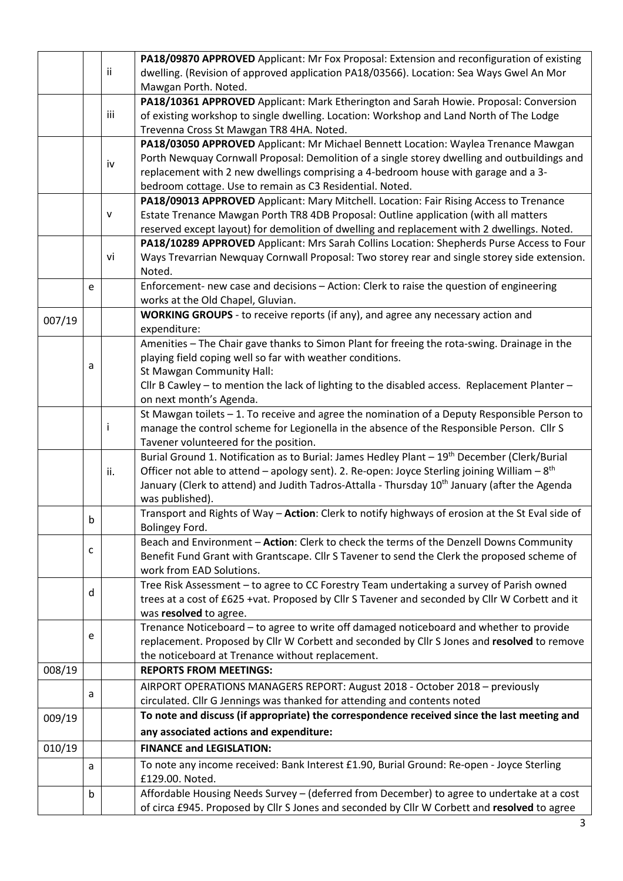| | | | |
|---|---|---|---|
| | | ii | **PA18/09870 APPROVED** Applicant: Mr Fox Proposal: Extension and reconfiguration of existing dwelling. (Revision of approved application PA18/03566). Location: Sea Ways Gwel An Mor Mawgan Porth. Noted. |
| | | iii | **PA18/10361 APPROVED** Applicant: Mark Etherington and Sarah Howie. Proposal: Conversion of existing workshop to single dwelling. Location: Workshop and Land North of The Lodge Trevenna Cross St Mawgan TR8 4HA. Noted. |
| | | iv | **PA18/03050 APPROVED** Applicant: Mr Michael Bennett Location: Waylea Trenance Mawgan Porth Newquay Cornwall Proposal: Demolition of a single storey dwelling and outbuildings and replacement with 2 new dwellings comprising a 4-bedroom house with garage and a 3-bedroom cottage. Use to remain as C3 Residential. Noted. |
| | | v | **PA18/09013 APPROVED** Applicant: Mary Mitchell. Location: Fair Rising Access to Trenance Estate Trenance Mawgan Porth TR8 4DB Proposal: Outline application (with all matters reserved except layout) for demolition of dwelling and replacement with 2 dwellings. Noted. |
| | | vi | **PA18/10289 APPROVED** Applicant: Mrs Sarah Collins Location: Shepherds Purse Access to Four Ways Trevarrian Newquay Cornwall Proposal: Two storey rear and single storey side extension. Noted. |
| | e | | Enforcement- new case and decisions – Action: Clerk to raise the question of engineering works at the Old Chapel, Gluvian. |
| 007/19 | | | **WORKING GROUPS** - to receive reports (if any), and agree any necessary action and expenditure: |
| | a | | Amenities – The Chair gave thanks to Simon Plant for freeing the rota-swing. Drainage in the playing field coping well so far with weather conditions.<br>St Mawgan Community Hall:<br>Cllr B Cawley – to mention the lack of lighting to the disabled access. Replacement Planter – on next month's Agenda. |
| | | i | St Mawgan toilets – 1. To receive and agree the nomination of a Deputy Responsible Person to manage the control scheme for Legionella in the absence of the Responsible Person. Cllr S Tavener volunteered for the position. |
| | | ii. | Burial Ground 1. Notification as to Burial: James Hedley Plant – 19th December (Clerk/Burial Officer not able to attend – apology sent). 2. Re-open: Joyce Sterling joining William – 8th January (Clerk to attend) and Judith Tadros-Attalla - Thursday 10th January (after the Agenda was published). |
| | b | | Transport and Rights of Way – **Action**: Clerk to notify highways of erosion at the St Eval side of Bolingey Ford. |
| | c | | Beach and Environment – **Action**: Clerk to check the terms of the Denzell Downs Community Benefit Fund Grant with Grantscape. Cllr S Tavener to send the Clerk the proposed scheme of work from EAD Solutions. |
| | d | | Tree Risk Assessment – to agree to CC Forestry Team undertaking a survey of Parish owned trees at a cost of £625 +vat. Proposed by Cllr S Tavener and seconded by Cllr W Corbett and it was **resolved** to agree. |
| | e | | Trenance Noticeboard – to agree to write off damaged noticeboard and whether to provide replacement. Proposed by Cllr W Corbett and seconded by Cllr S Jones and **resolved** to remove the noticeboard at Trenance without replacement. |
| 008/19 | | | **REPORTS FROM MEETINGS:** |
| | a | | AIRPORT OPERATIONS MANAGERS REPORT: August 2018 - October 2018 – previously circulated. Cllr G Jennings was thanked for attending and contents noted |
| 009/19 | | | **To note and discuss (if appropriate) the correspondence received since the last meeting and any associated actions and expenditure:** |
| 010/19 | | | **FINANCE and LEGISLATION:** |
| | a | | To note any income received: Bank Interest £1.90, Burial Ground: Re-open - Joyce Sterling £129.00. Noted. |
| | b | | Affordable Housing Needs Survey – (deferred from December) to agree to undertake at a cost of circa £945. Proposed by Cllr S Jones and seconded by Cllr W Corbett and **resolved** to agree |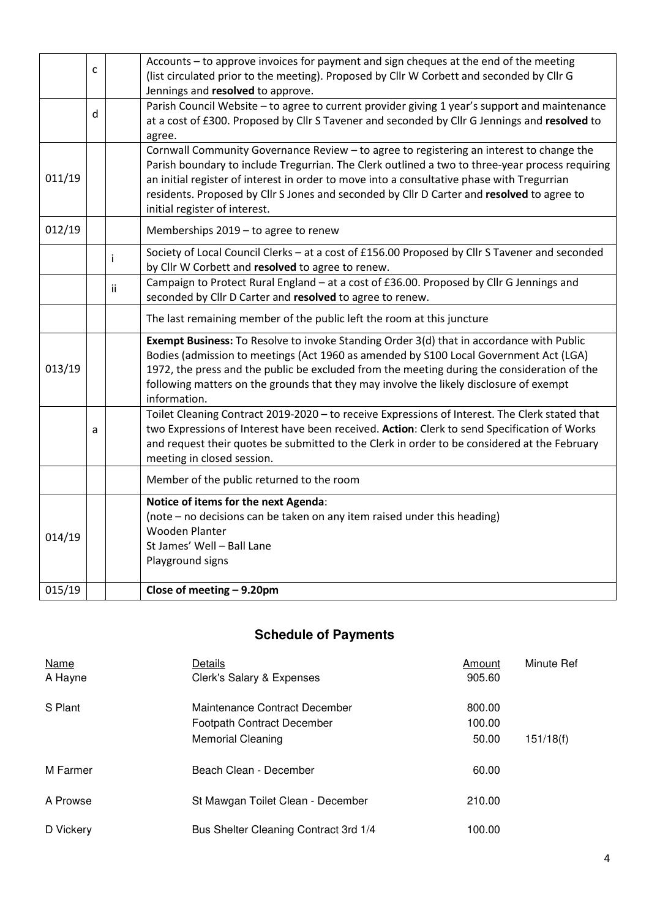| | | | |
|---|---|---|---|
| | c | | Accounts – to approve invoices for payment and sign cheques at the end of the meeting (list circulated prior to the meeting). Proposed by Cllr W Corbett and seconded by Cllr G Jennings and **resolved** to approve. |
| | d | | Parish Council Website – to agree to current provider giving 1 year's support and maintenance at a cost of £300. Proposed by Cllr S Tavener and seconded by Cllr G Jennings and **resolved** to agree. |
| 011/19 | | | Cornwall Community Governance Review – to agree to registering an interest to change the Parish boundary to include Tregurrian. The Clerk outlined a two to three-year process requiring an initial register of interest in order to move into a consultative phase with Tregurrian residents. Proposed by Cllr S Jones and seconded by Cllr D Carter and **resolved** to agree to initial register of interest. |
| 012/19 | | | Memberships 2019 – to agree to renew |
| | | i | Society of Local Council Clerks – at a cost of £156.00 Proposed by Cllr S Tavener and seconded by Cllr W Corbett and **resolved** to agree to renew. |
| | | ii | Campaign to Protect Rural England – at a cost of £36.00. Proposed by Cllr G Jennings and seconded by Cllr D Carter and **resolved** to agree to renew. |
| | | | The last remaining member of the public left the room at this juncture |
| 013/19 | | | **Exempt Business:** To Resolve to invoke Standing Order 3(d) that in accordance with Public Bodies (admission to meetings (Act 1960 as amended by S100 Local Government Act (LGA) 1972, the press and the public be excluded from the meeting during the consideration of the following matters on the grounds that they may involve the likely disclosure of exempt information. |
| | a | | Toilet Cleaning Contract 2019-2020 – to receive Expressions of Interest. The Clerk stated that two Expressions of Interest have been received. **Action**: Clerk to send Specification of Works and request their quotes be submitted to the Clerk in order to be considered at the February meeting in closed session. |
| | | | Member of the public returned to the room |
| 014/19 | | | **Notice of items for the next Agenda**:<br>(note – no decisions can be taken on any item raised under this heading)<br>Wooden Planter<br>St James' Well – Ball Lane<br>Playground signs |
| 015/19 | | | **Close of meeting – 9.20pm** |

## Schedule of Payments

| Name | Details | Amount | Minute Ref |
|---|---|---|---|
| A Hayne | Clerk's Salary & Expenses | 905.60 | |
| S Plant | Maintenance Contract December | 800.00 | |
| | Footpath Contract December | 100.00 | |
| | Memorial Cleaning | 50.00 | 151/18(f) |
| M Farmer | Beach Clean - December | 60.00 | |
| A Prowse | St Mawgan Toilet Clean - December | 210.00 | |
| D Vickery | Bus Shelter Cleaning Contract 3rd 1/4 | 100.00 | |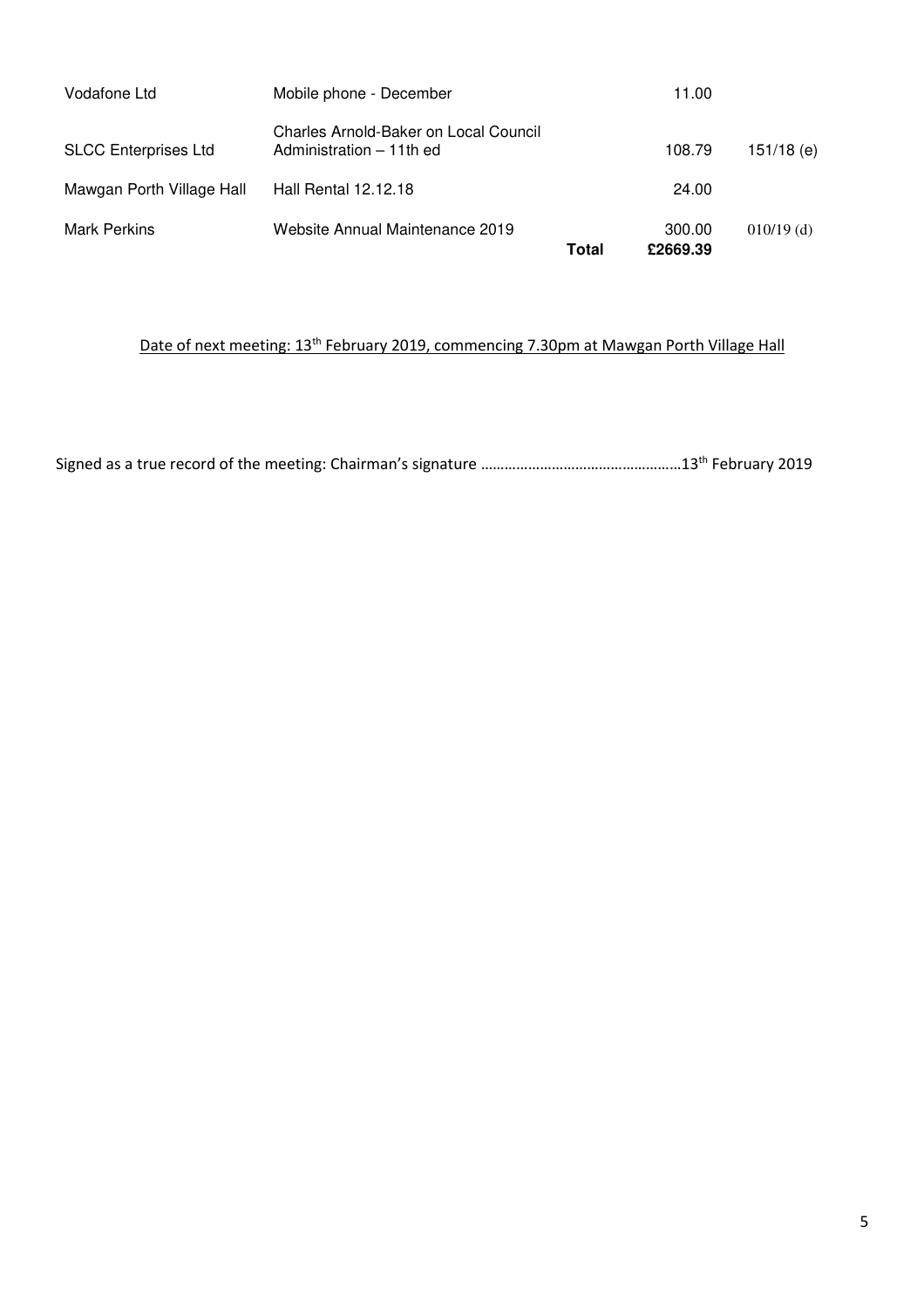| | | | | |
|---|---|---|---|---|
| Vodafone Ltd | Mobile phone - December | | 11.00 | |
| SLCC Enterprises Ltd | Charles Arnold-Baker on Local Council Administration – 11th ed | | 108.79 | 151/18 (e) |
| Mawgan Porth Village Hall | Hall Rental 12.12.18 | | 24.00 | |
| Mark Perkins | Website Annual Maintenance 2019 | | 300.00 | 010/19 (d) |
| | | **Total** | **£2669.39** | |

Date of next meeting: 13th February 2019, commencing 7.30pm at Mawgan Porth Village Hall

Signed as a true record of the meeting: Chairman's signature ……………………………………………13th February 2019